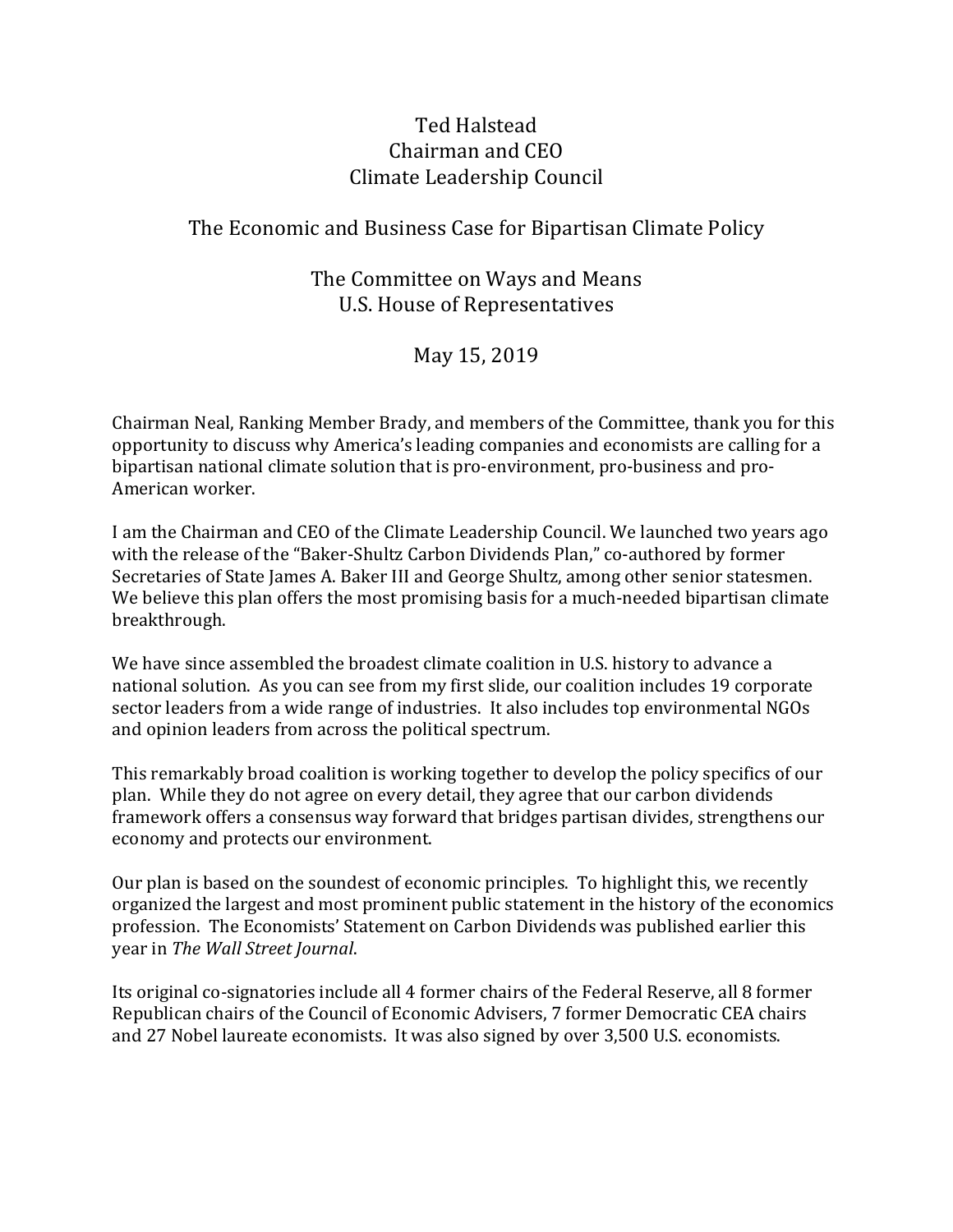Ted Halstead
Chairman and CEO
Climate Leadership Council

The Economic and Business Case for Bipartisan Climate Policy

The Committee on Ways and Means
U.S. House of Representatives

May 15, 2019

Chairman Neal, Ranking Member Brady, and members of the Committee, thank you for this opportunity to discuss why America's leading companies and economists are calling for a bipartisan national climate solution that is pro-environment, pro-business and pro-American worker.

I am the Chairman and CEO of the Climate Leadership Council. We launched two years ago with the release of the "Baker-Shultz Carbon Dividends Plan," co-authored by former Secretaries of State James A. Baker III and George Shultz, among other senior statesmen. We believe this plan offers the most promising basis for a much-needed bipartisan climate breakthrough.

We have since assembled the broadest climate coalition in U.S. history to advance a national solution. As you can see from my first slide, our coalition includes 19 corporate sector leaders from a wide range of industries. It also includes top environmental NGOs and opinion leaders from across the political spectrum.

This remarkably broad coalition is working together to develop the policy specifics of our plan. While they do not agree on every detail, they agree that our carbon dividends framework offers a consensus way forward that bridges partisan divides, strengthens our economy and protects our environment.

Our plan is based on the soundest of economic principles. To highlight this, we recently organized the largest and most prominent public statement in the history of the economics profession. The Economists' Statement on Carbon Dividends was published earlier this year in *The Wall Street Journal*.

Its original co-signatories include all 4 former chairs of the Federal Reserve, all 8 former Republican chairs of the Council of Economic Advisers, 7 former Democratic CEA chairs and 27 Nobel laureate economists. It was also signed by over 3,500 U.S. economists.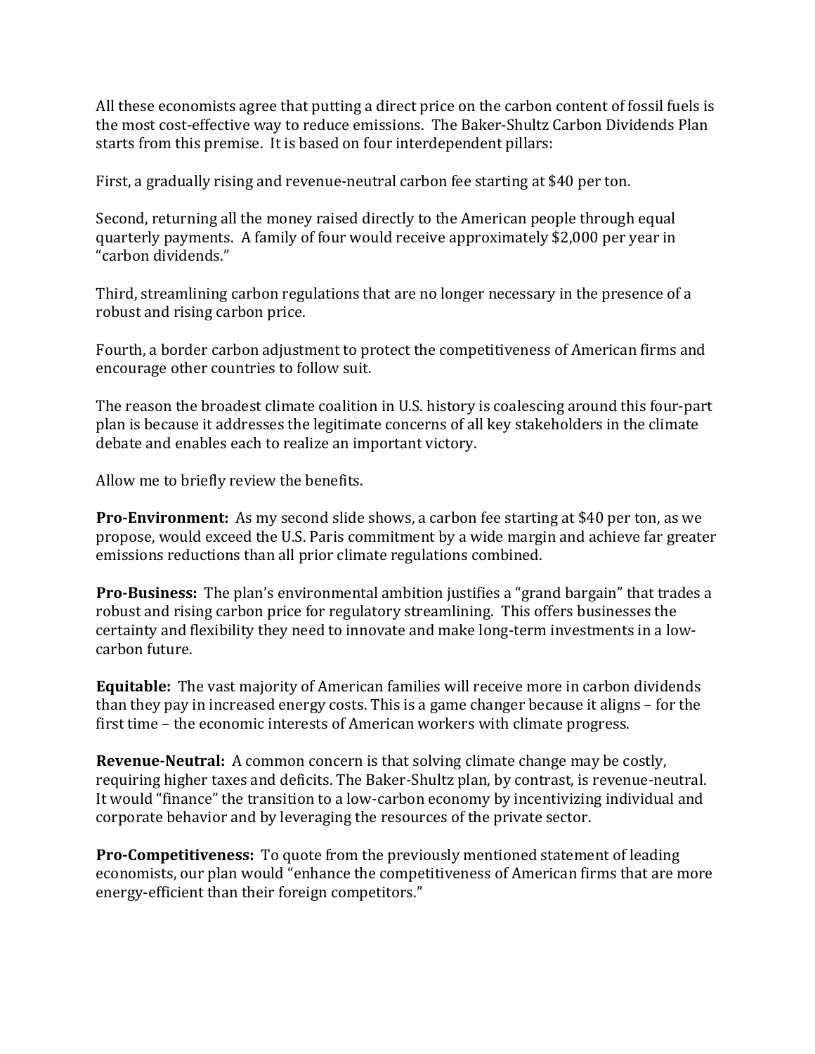All these economists agree that putting a direct price on the carbon content of fossil fuels is the most cost-effective way to reduce emissions. The Baker-Shultz Carbon Dividends Plan starts from this premise. It is based on four interdependent pillars:

First, a gradually rising and revenue-neutral carbon fee starting at $40 per ton.

Second, returning all the money raised directly to the American people through equal quarterly payments. A family of four would receive approximately $2,000 per year in "carbon dividends."

Third, streamlining carbon regulations that are no longer necessary in the presence of a robust and rising carbon price.

Fourth, a border carbon adjustment to protect the competitiveness of American firms and encourage other countries to follow suit.

The reason the broadest climate coalition in U.S. history is coalescing around this four-part plan is because it addresses the legitimate concerns of all key stakeholders in the climate debate and enables each to realize an important victory.

Allow me to briefly review the benefits.

**Pro-Environment:** As my second slide shows, a carbon fee starting at $40 per ton, as we propose, would exceed the U.S. Paris commitment by a wide margin and achieve far greater emissions reductions than all prior climate regulations combined.

**Pro-Business:** The plan's environmental ambition justifies a "grand bargain" that trades a robust and rising carbon price for regulatory streamlining. This offers businesses the certainty and flexibility they need to innovate and make long-term investments in a low-carbon future.

**Equitable:** The vast majority of American families will receive more in carbon dividends than they pay in increased energy costs. This is a game changer because it aligns – for the first time – the economic interests of American workers with climate progress.

**Revenue-Neutral:** A common concern is that solving climate change may be costly, requiring higher taxes and deficits. The Baker-Shultz plan, by contrast, is revenue-neutral. It would "finance" the transition to a low-carbon economy by incentivizing individual and corporate behavior and by leveraging the resources of the private sector.

**Pro-Competitiveness:** To quote from the previously mentioned statement of leading economists, our plan would "enhance the competitiveness of American firms that are more energy-efficient than their foreign competitors."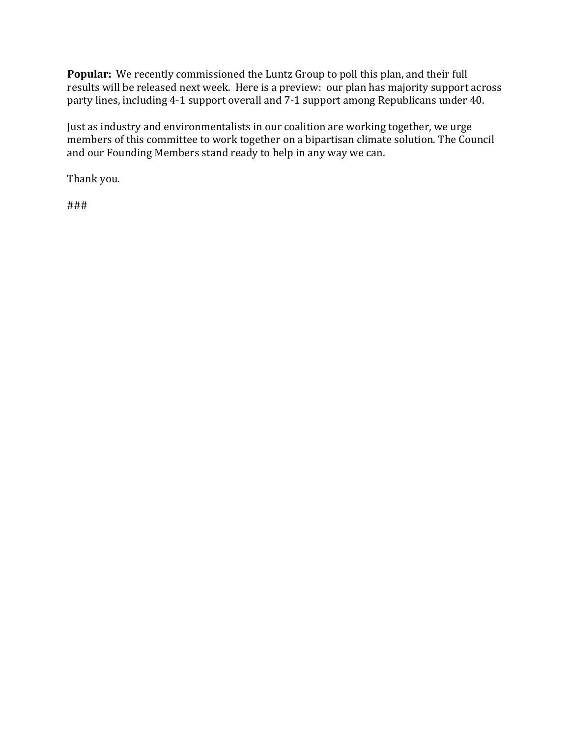**Popular:** We recently commissioned the Luntz Group to poll this plan, and their full results will be released next week. Here is a preview: our plan has majority support across party lines, including 4-1 support overall and 7-1 support among Republicans under 40.

Just as industry and environmentalists in our coalition are working together, we urge members of this committee to work together on a bipartisan climate solution. The Council and our Founding Members stand ready to help in any way we can.

Thank you.

###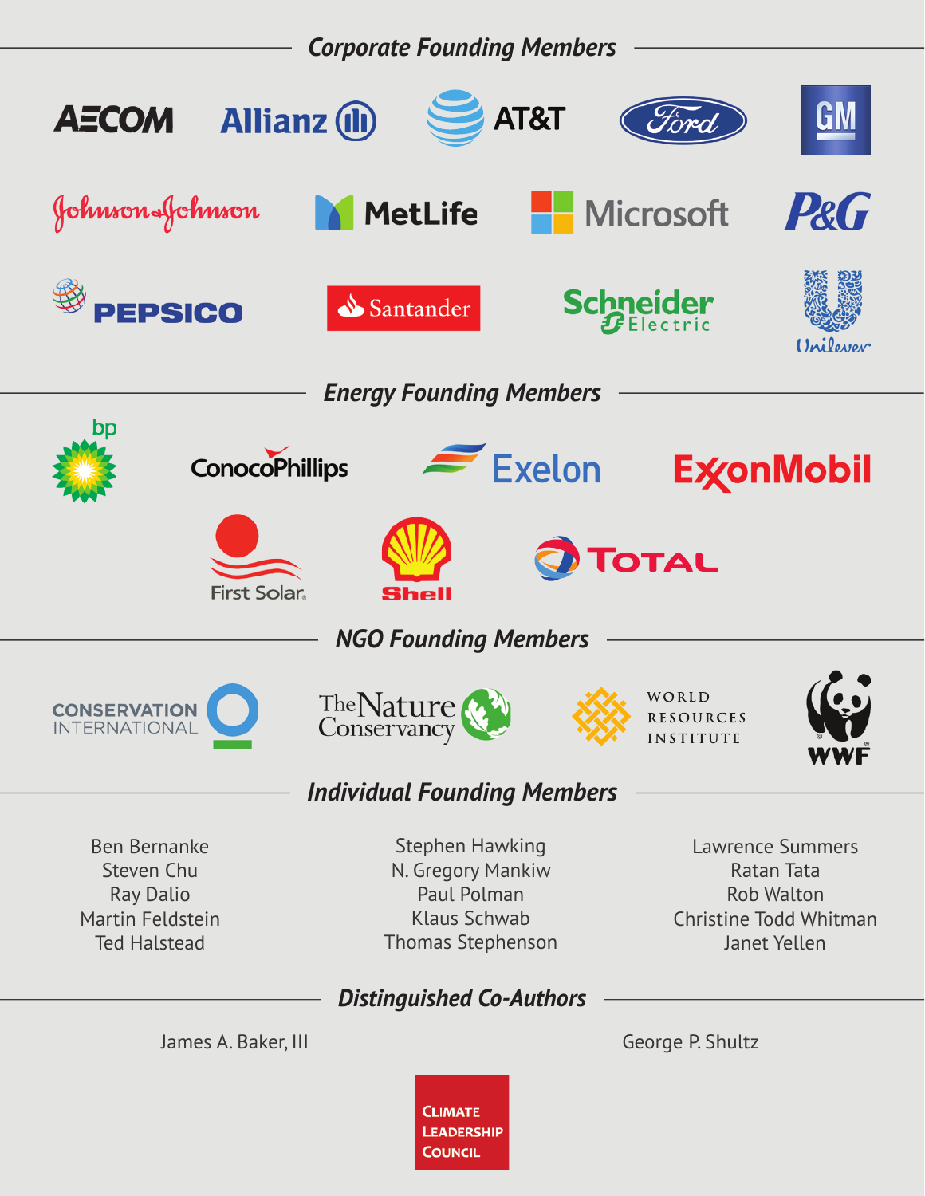## Corporate Founding Members

AECOM
Allianz
AT&T
Ford
GM
Johnson & Johnson
MetLife
Microsoft
P&G
PEPSICO
Santander
Schneider Electric
Unilever

## Energy Founding Members

bp
ConocoPhillips
Exelon
ExxonMobil
First Solar
Shell
TOTAL

## NGO Founding Members

CONSERVATION INTERNATIONAL
The Nature Conservancy
WORLD RESOURCES INSTITUTE
WWF

## Individual Founding Members

Ben Bernanke
Steven Chu
Ray Dalio
Martin Feldstein
Ted Halstead
Stephen Hawking
N. Gregory Mankiw
Paul Polman
Klaus Schwab
Thomas Stephenson
Lawrence Summers
Ratan Tata
Rob Walton
Christine Todd Whitman
Janet Yellen

## Distinguished Co-Authors

James A. Baker, III

George P. Shultz

CLIMATE LEADERSHIP COUNCIL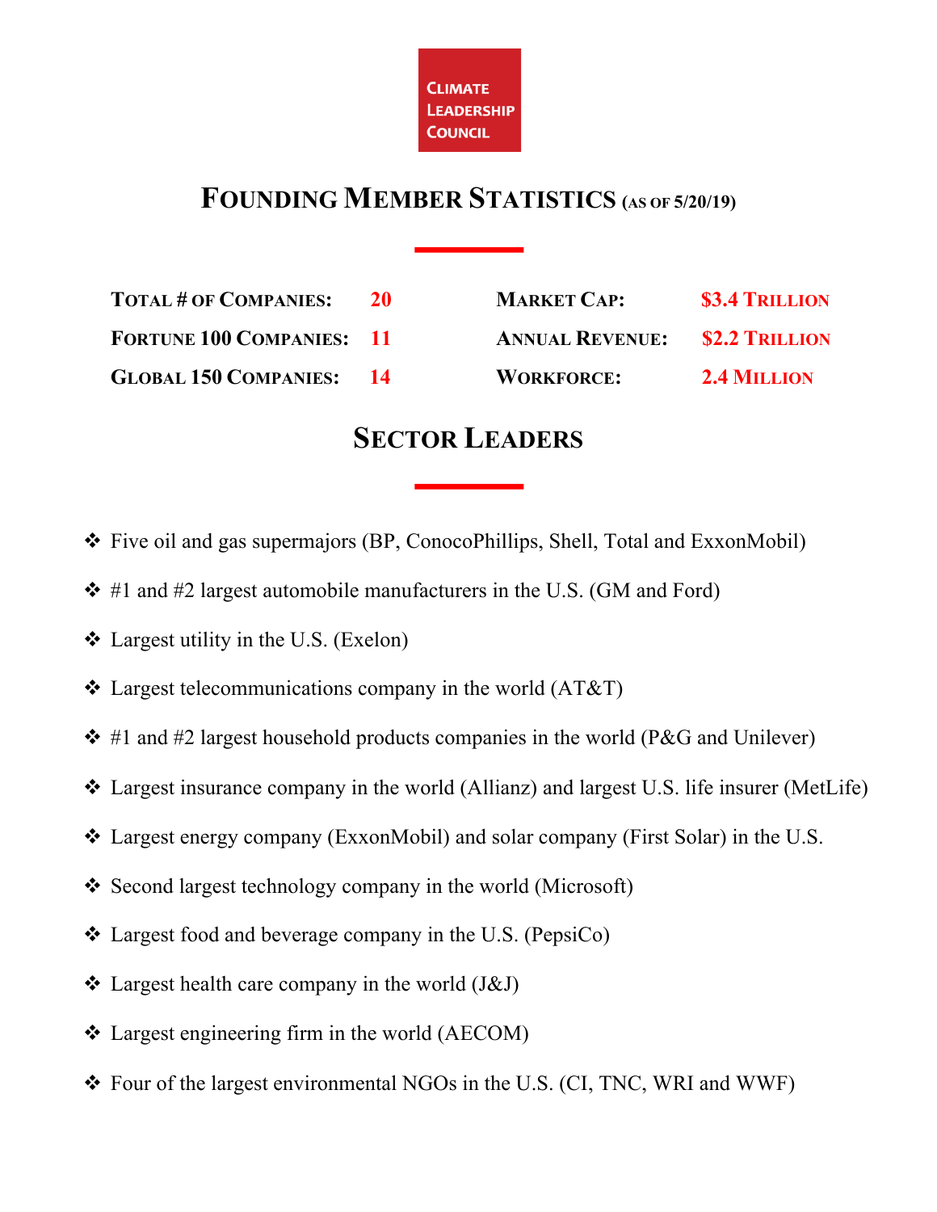CLIMATE LEADERSHIP COUNCIL

# FOUNDING MEMBER STATISTICS (AS OF 5/20/19)

| | | | |
|---|---|---|---|
| **TOTAL # OF COMPANIES:** | **20** | **MARKET CAP:** | **$3.4 TRILLION** |
| **FORTUNE 100 COMPANIES:** | **11** | **ANNUAL REVENUE:** | **$2.2 TRILLION** |
| **GLOBAL 150 COMPANIES:** | **14** | **WORKFORCE:** | **2.4 MILLION** |

# SECTOR LEADERS

- Five oil and gas supermajors (BP, ConocoPhillips, Shell, Total and ExxonMobil)
- #1 and #2 largest automobile manufacturers in the U.S. (GM and Ford)
- Largest utility in the U.S. (Exelon)
- Largest telecommunications company in the world (AT&T)
- #1 and #2 largest household products companies in the world (P&G and Unilever)
- Largest insurance company in the world (Allianz) and largest U.S. life insurer (MetLife)
- Largest energy company (ExxonMobil) and solar company (First Solar) in the U.S.
- Second largest technology company in the world (Microsoft)
- Largest food and beverage company in the U.S. (PepsiCo)
- Largest health care company in the world (J&J)
- Largest engineering firm in the world (AECOM)
- Four of the largest environmental NGOs in the U.S. (CI, TNC, WRI and WWF)